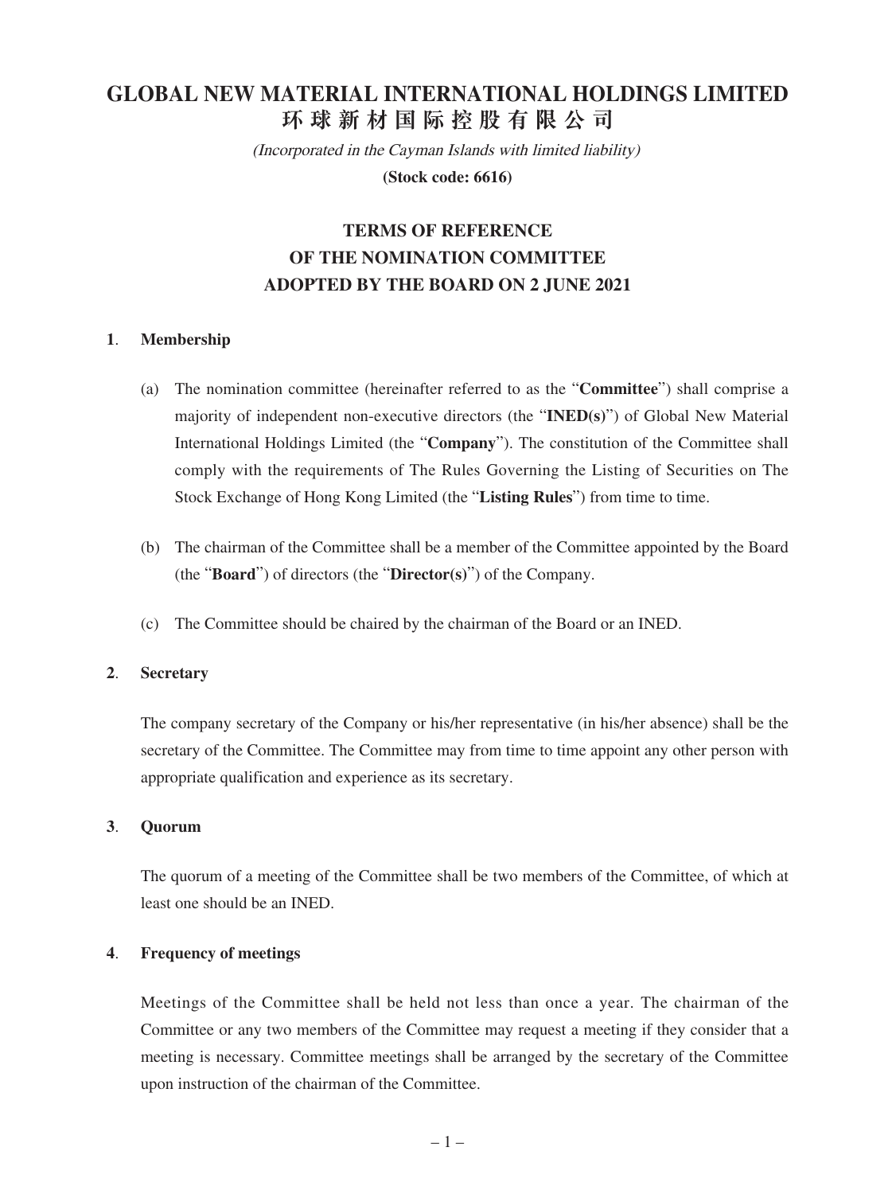# GLOBAL NEW MATERIAL INTERNATIONAL HOLDINGS LIMITED
# 环球新材国际控股有限公司

*(Incorporated in the Cayman Islands with limited liability)*

**(Stock code: 6616)**

## TERMS OF REFERENCE OF THE NOMINATION COMMITTEE ADOPTED BY THE BOARD ON 2 JUNE 2021

### 1. Membership

(a) The nomination committee (hereinafter referred to as the "**Committee**") shall comprise a majority of independent non-executive directors (the "**INED(s)**") of Global New Material International Holdings Limited (the "**Company**"). The constitution of the Committee shall comply with the requirements of The Rules Governing the Listing of Securities on The Stock Exchange of Hong Kong Limited (the "**Listing Rules**") from time to time.

(b) The chairman of the Committee shall be a member of the Committee appointed by the Board (the "**Board**") of directors (the "**Director(s)**") of the Company.

(c) The Committee should be chaired by the chairman of the Board or an INED.

### 2. Secretary

The company secretary of the Company or his/her representative (in his/her absence) shall be the secretary of the Committee. The Committee may from time to time appoint any other person with appropriate qualification and experience as its secretary.

### 3. Quorum

The quorum of a meeting of the Committee shall be two members of the Committee, of which at least one should be an INED.

### 4. Frequency of meetings

Meetings of the Committee shall be held not less than once a year. The chairman of the Committee or any two members of the Committee may request a meeting if they consider that a meeting is necessary. Committee meetings shall be arranged by the secretary of the Committee upon instruction of the chairman of the Committee.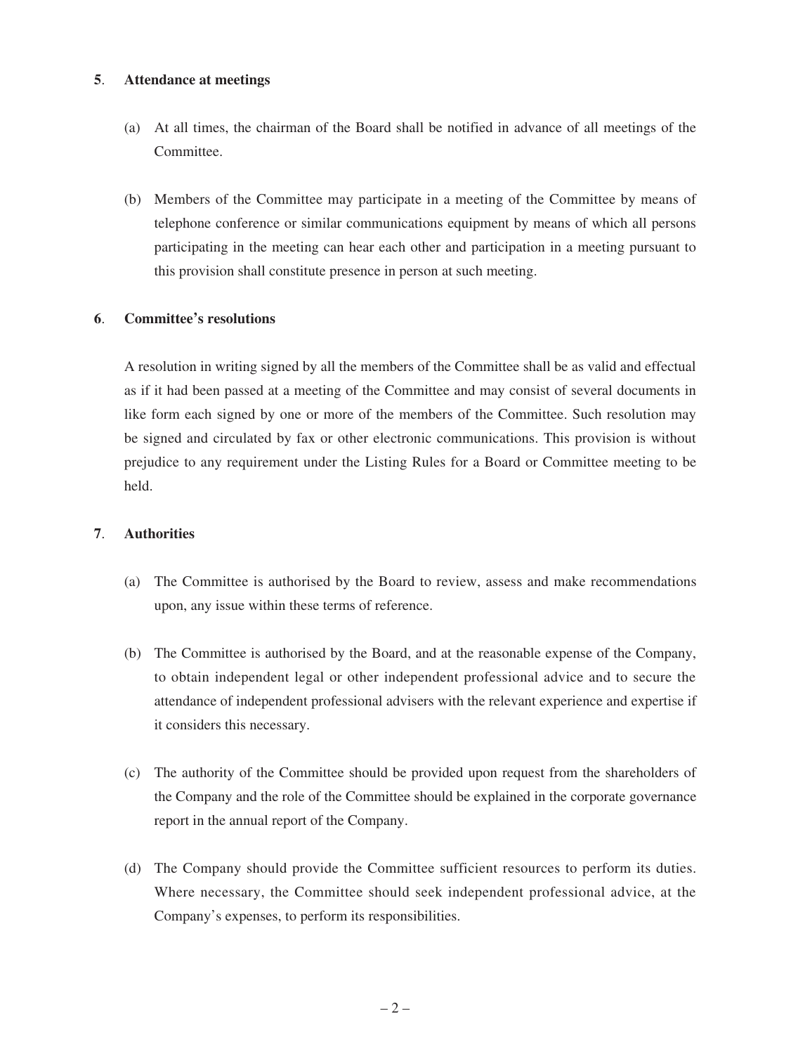**5. Attendance at meetings**

(a) At all times, the chairman of the Board shall be notified in advance of all meetings of the Committee.

(b) Members of the Committee may participate in a meeting of the Committee by means of telephone conference or similar communications equipment by means of which all persons participating in the meeting can hear each other and participation in a meeting pursuant to this provision shall constitute presence in person at such meeting.

**6. Committee's resolutions**

A resolution in writing signed by all the members of the Committee shall be as valid and effectual as if it had been passed at a meeting of the Committee and may consist of several documents in like form each signed by one or more of the members of the Committee. Such resolution may be signed and circulated by fax or other electronic communications. This provision is without prejudice to any requirement under the Listing Rules for a Board or Committee meeting to be held.

**7. Authorities**

(a) The Committee is authorised by the Board to review, assess and make recommendations upon, any issue within these terms of reference.

(b) The Committee is authorised by the Board, and at the reasonable expense of the Company, to obtain independent legal or other independent professional advice and to secure the attendance of independent professional advisers with the relevant experience and expertise if it considers this necessary.

(c) The authority of the Committee should be provided upon request from the shareholders of the Company and the role of the Committee should be explained in the corporate governance report in the annual report of the Company.

(d) The Company should provide the Committee sufficient resources to perform its duties. Where necessary, the Committee should seek independent professional advice, at the Company's expenses, to perform its responsibilities.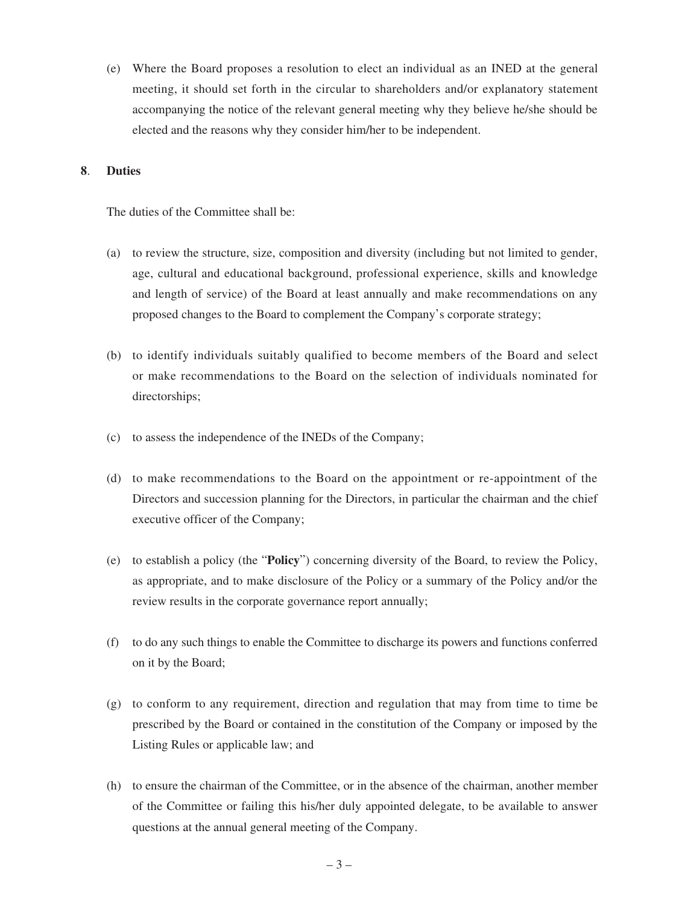(e) Where the Board proposes a resolution to elect an individual as an INED at the general meeting, it should set forth in the circular to shareholders and/or explanatory statement accompanying the notice of the relevant general meeting why they believe he/she should be elected and the reasons why they consider him/her to be independent.

**8**. **Duties**

The duties of the Committee shall be:

(a) to review the structure, size, composition and diversity (including but not limited to gender, age, cultural and educational background, professional experience, skills and knowledge and length of service) of the Board at least annually and make recommendations on any proposed changes to the Board to complement the Company's corporate strategy;

(b) to identify individuals suitably qualified to become members of the Board and select or make recommendations to the Board on the selection of individuals nominated for directorships;

(c) to assess the independence of the INEDs of the Company;

(d) to make recommendations to the Board on the appointment or re-appointment of the Directors and succession planning for the Directors, in particular the chairman and the chief executive officer of the Company;

(e) to establish a policy (the "**Policy**") concerning diversity of the Board, to review the Policy, as appropriate, and to make disclosure of the Policy or a summary of the Policy and/or the review results in the corporate governance report annually;

(f) to do any such things to enable the Committee to discharge its powers and functions conferred on it by the Board;

(g) to conform to any requirement, direction and regulation that may from time to time be prescribed by the Board or contained in the constitution of the Company or imposed by the Listing Rules or applicable law; and

(h) to ensure the chairman of the Committee, or in the absence of the chairman, another member of the Committee or failing this his/her duly appointed delegate, to be available to answer questions at the annual general meeting of the Company.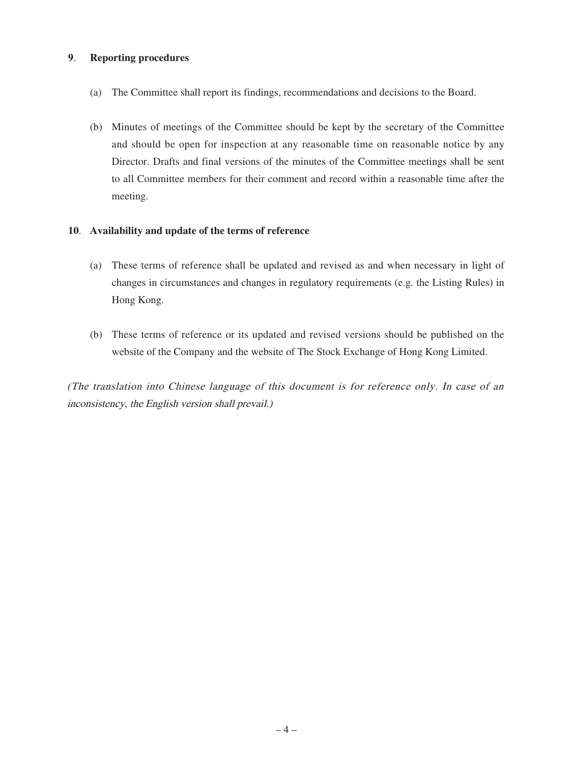## 9. Reporting procedures

(a) The Committee shall report its findings, recommendations and decisions to the Board.

(b) Minutes of meetings of the Committee should be kept by the secretary of the Committee and should be open for inspection at any reasonable time on reasonable notice by any Director. Drafts and final versions of the minutes of the Committee meetings shall be sent to all Committee members for their comment and record within a reasonable time after the meeting.

## 10. Availability and update of the terms of reference

(a) These terms of reference shall be updated and revised as and when necessary in light of changes in circumstances and changes in regulatory requirements (e.g. the Listing Rules) in Hong Kong.

(b) These terms of reference or its updated and revised versions should be published on the website of the Company and the website of The Stock Exchange of Hong Kong Limited.

*(The translation into Chinese language of this document is for reference only. In case of an inconsistency, the English version shall prevail.)*